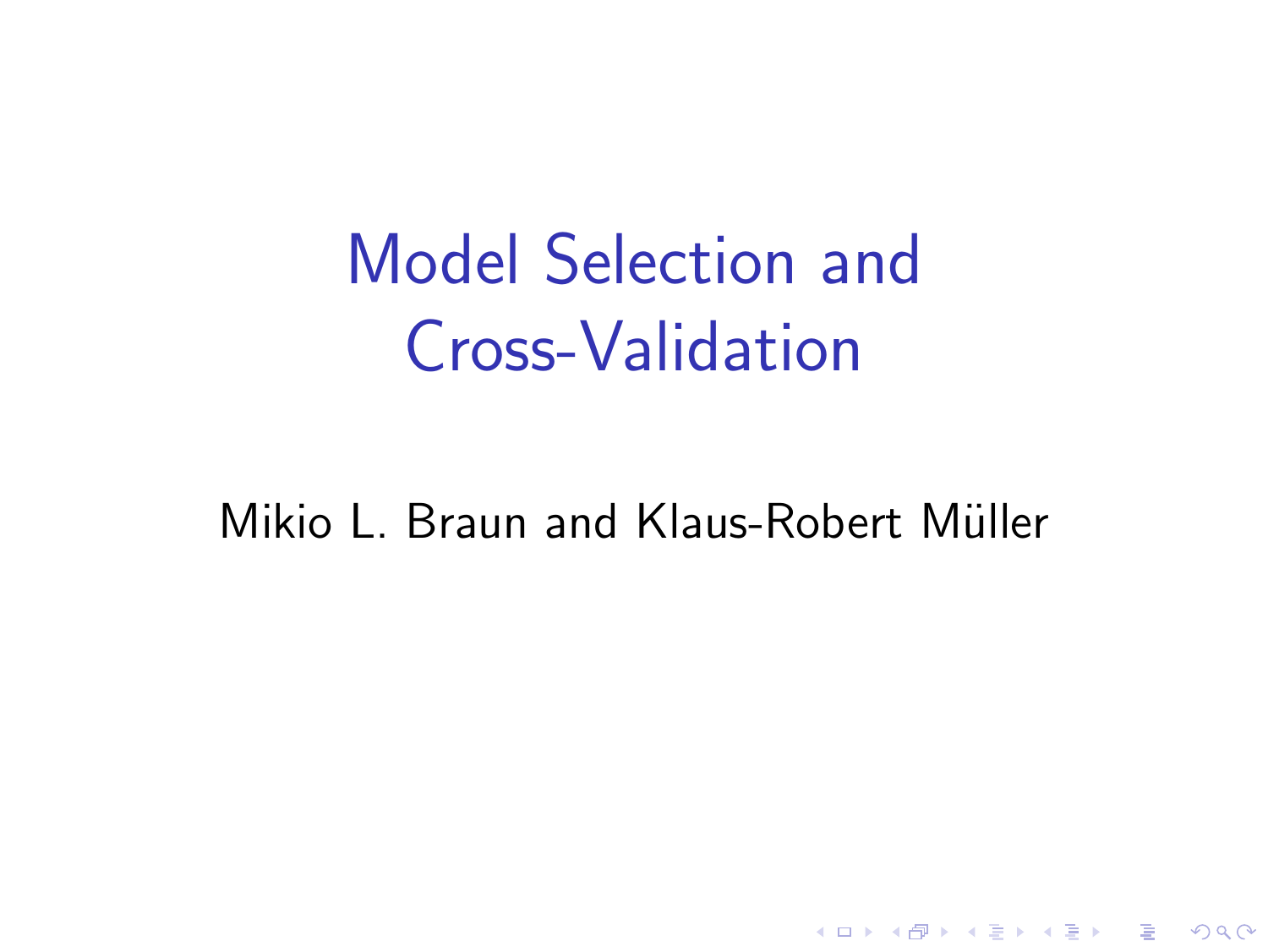# Model Selection and Cross-Validation

Mikio L. Braun and Klaus-Robert Müller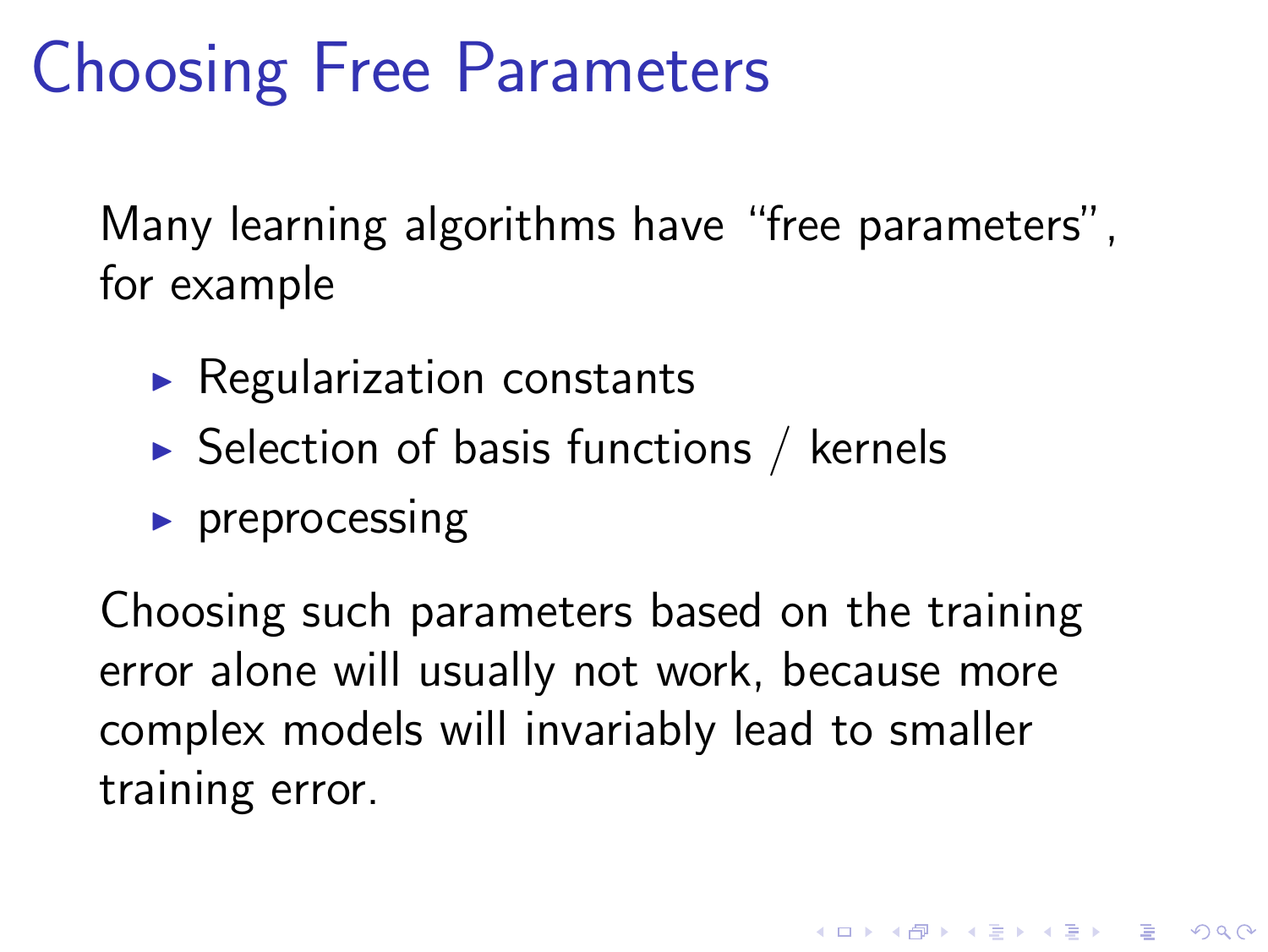# Choosing Free Parameters

Many learning algorithms have "free parameters", for example

- Regularization constants
- Selection of basis functions / kernels
- preprocessing

Choosing such parameters based on the training error alone will usually not work, because more complex models will invariably lead to smaller training error.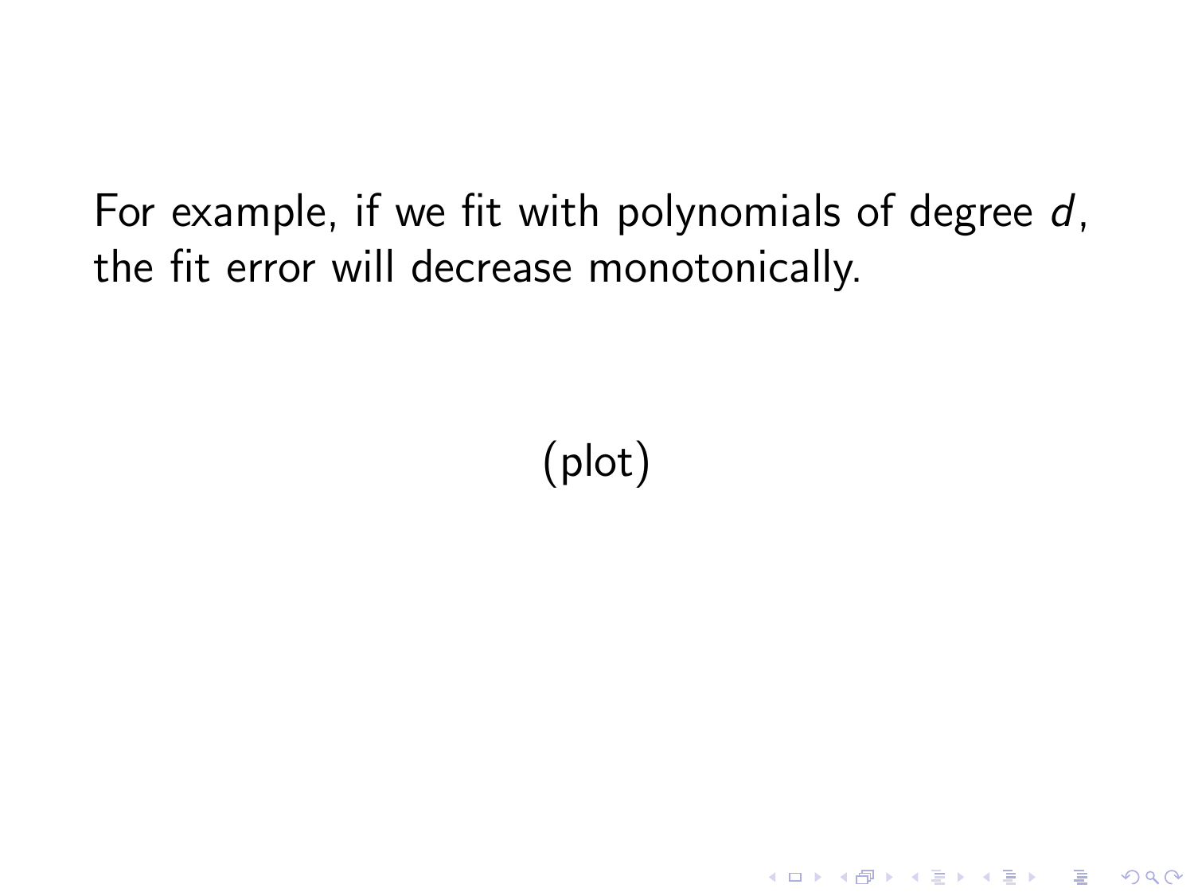For example, if we fit with polynomials of degree $d$, the fit error will decrease monotonically.

(plot)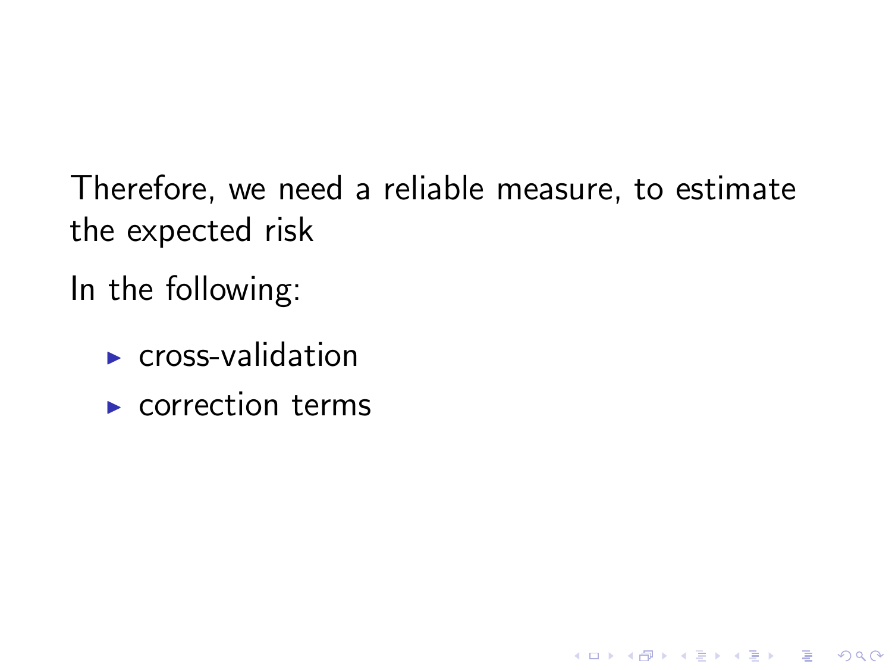Therefore, we need a reliable measure, to estimate the expected risk

In the following:

- cross-validation
- correction terms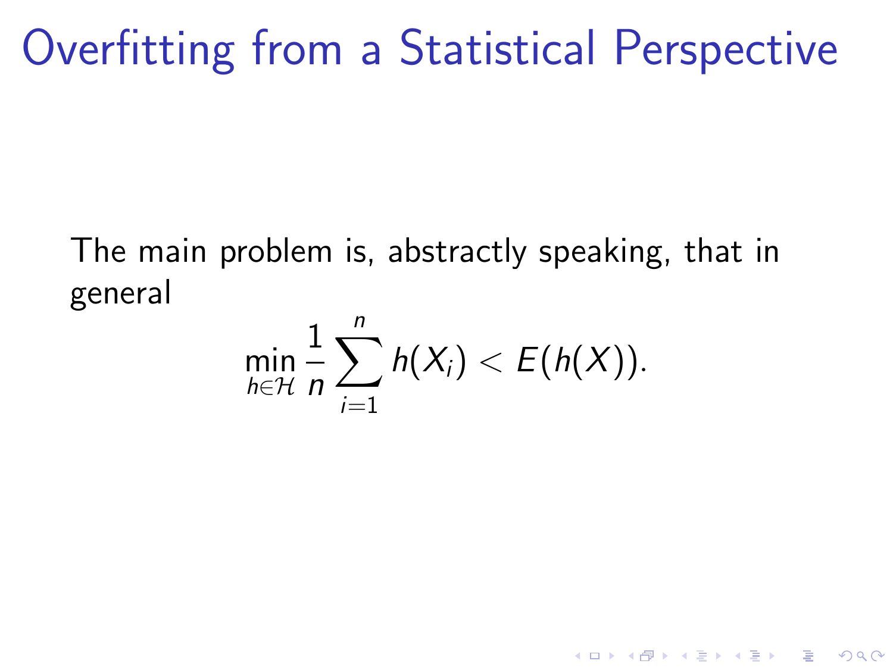# Overfitting from a Statistical Perspective

The main problem is, abstractly speaking, that in general

$$\min_{h \in \mathcal{H}} \frac{1}{n} \sum_{i=1}^{n} h(X_i) < E(h(X)).$$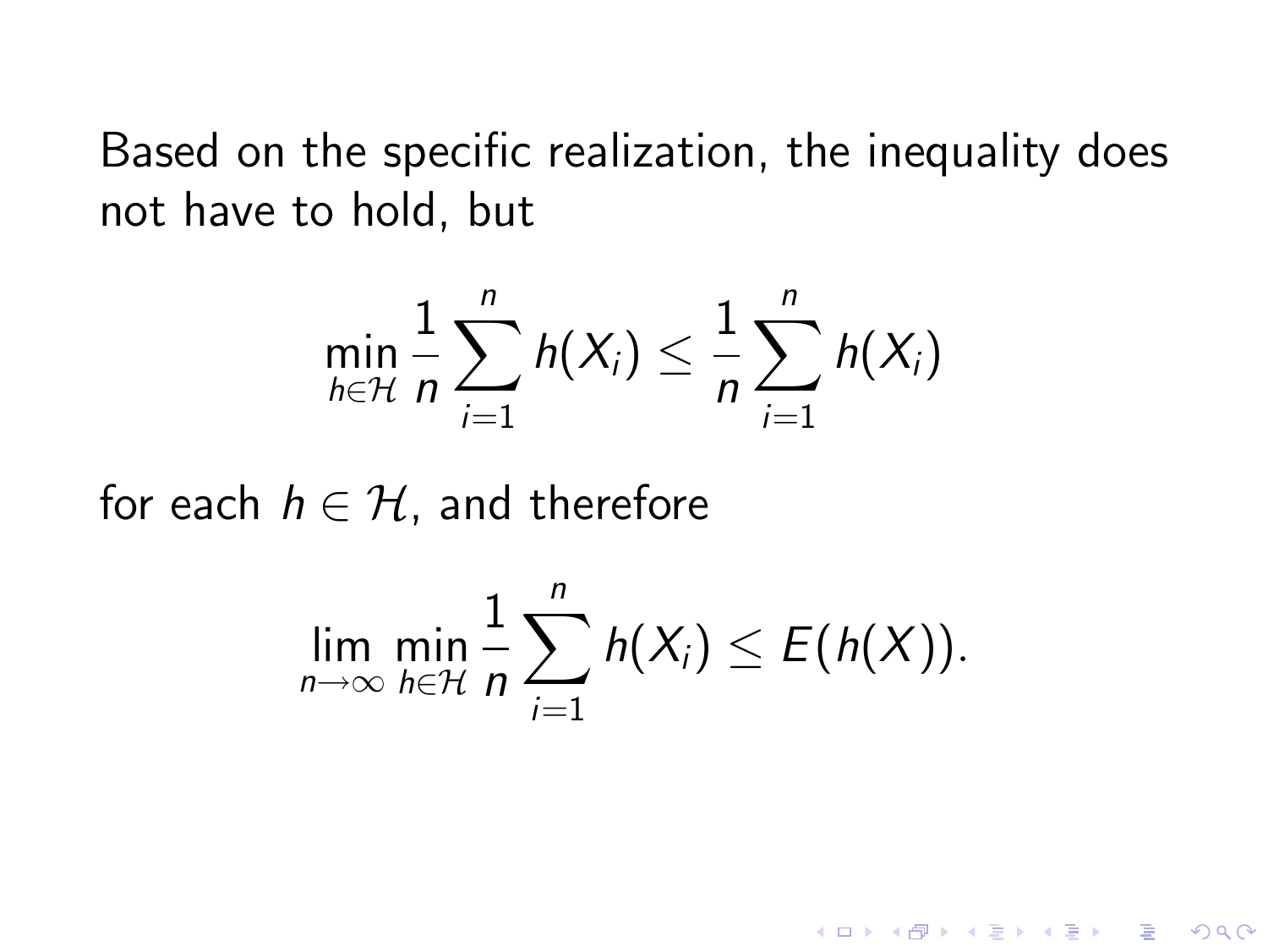Based on the specific realization, the inequality does not have to hold, but

$$\min_{h \in \mathcal{H}} \frac{1}{n} \sum_{i=1}^{n} h(X_i) \leq \frac{1}{n} \sum_{i=1}^{n} h(X_i)$$

for each $h \in \mathcal{H}$, and therefore

$$\lim_{n \to \infty} \min_{h \in \mathcal{H}} \frac{1}{n} \sum_{i=1}^{n} h(X_i) \leq E(h(X)).$$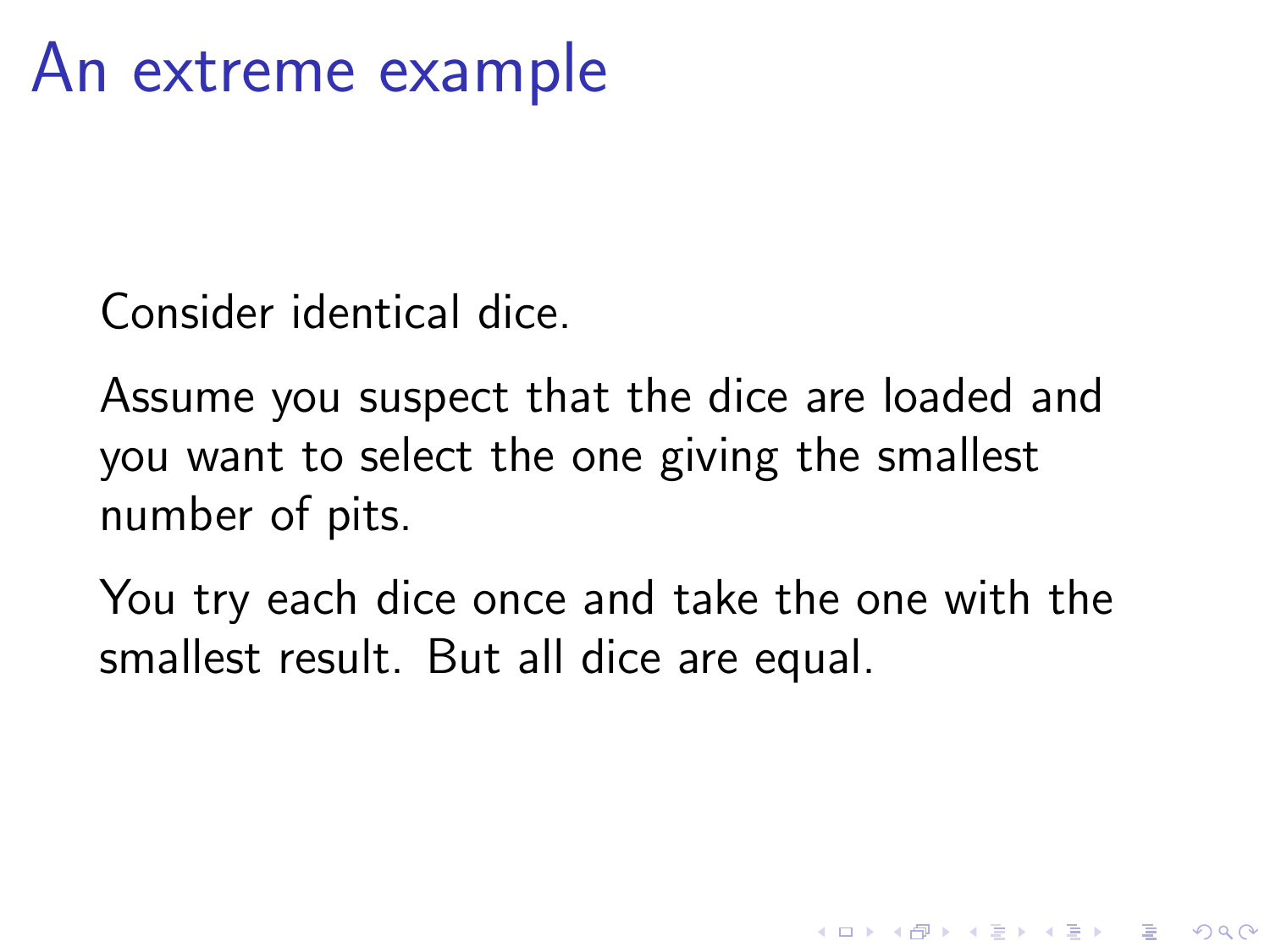# An extreme example

Consider identical dice.

Assume you suspect that the dice are loaded and you want to select the one giving the smallest number of pits.

You try each dice once and take the one with the smallest result. But all dice are equal.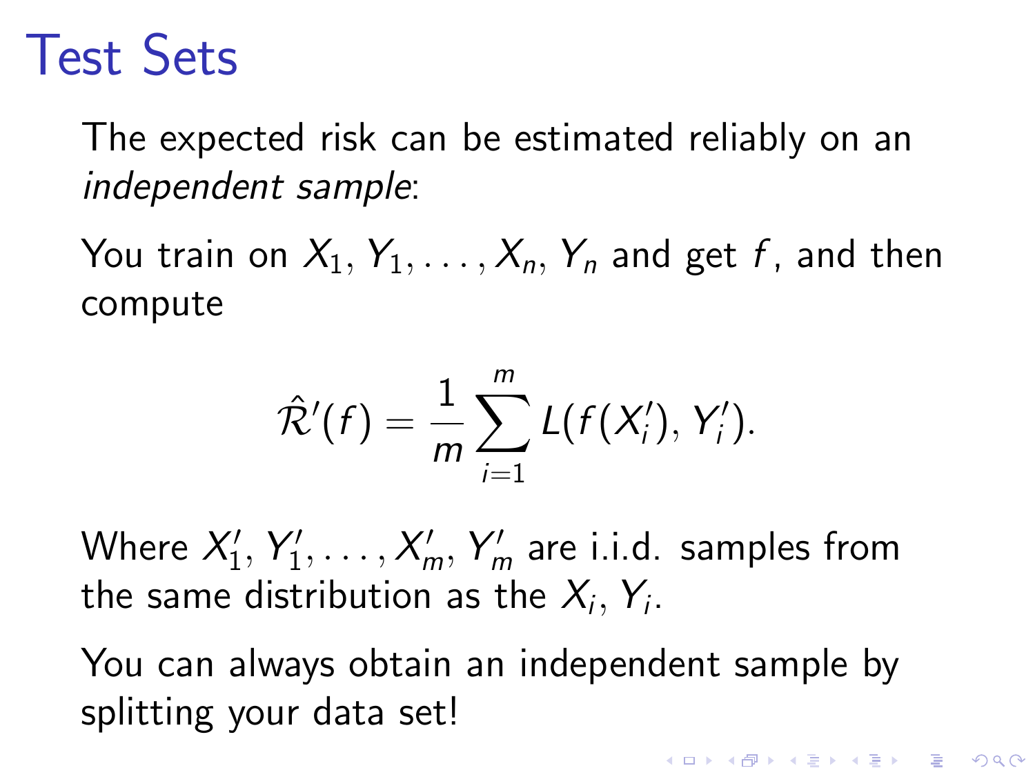# Test Sets

The expected risk can be estimated reliably on an *independent sample*:

You train on $X_1, Y_1, \ldots, X_n, Y_n$ and get $f$, and then compute

$$\hat{\mathcal{R}}'(f) = \frac{1}{m} \sum_{i=1}^{m} L(f(X_i'), Y_i').$$

Where $X_1', Y_1', \ldots, X_m', Y_m'$ are i.i.d. samples from the same distribution as the $X_i, Y_i$.

You can always obtain an independent sample by splitting your data set!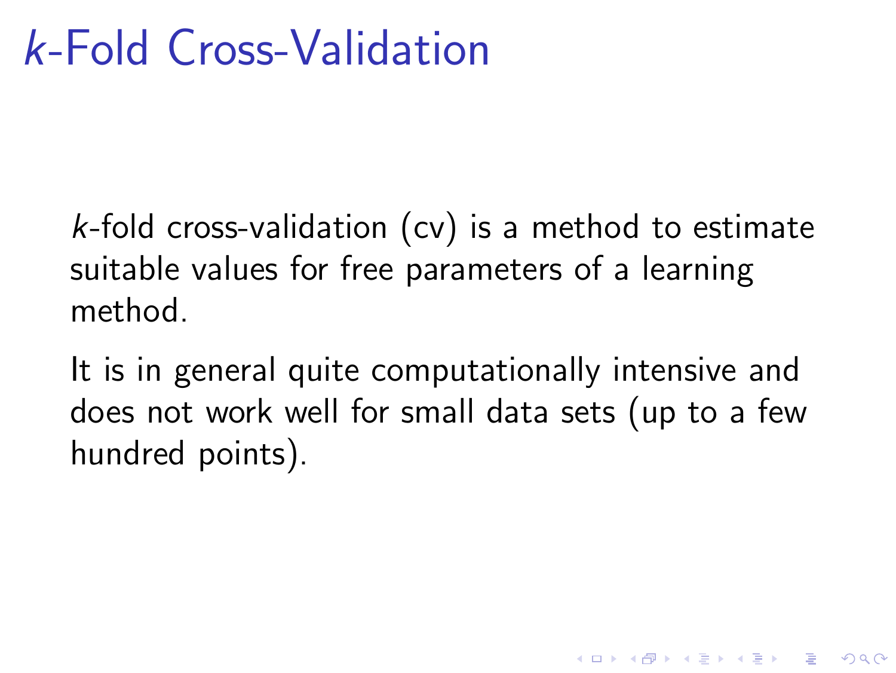# $k$-Fold Cross-Validation

$k$-fold cross-validation (cv) is a method to estimate suitable values for free parameters of a learning method.

It is in general quite computationally intensive and does not work well for small data sets (up to a few hundred points).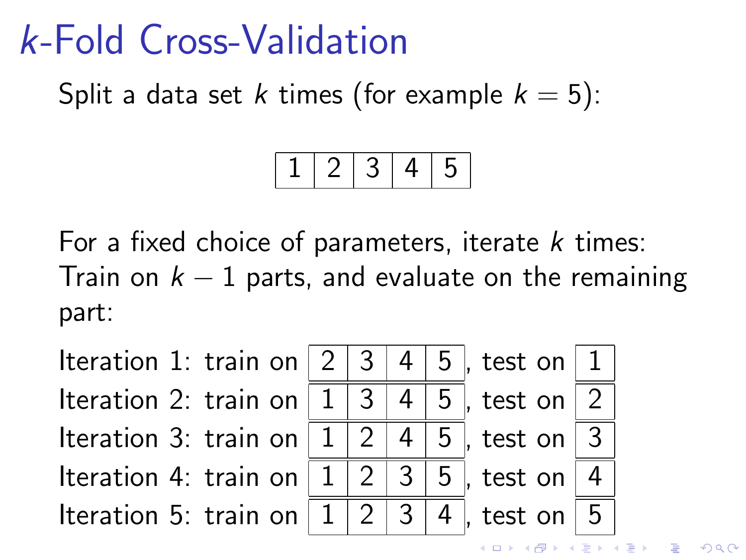# $k$-Fold Cross-Validation

Split a data set $k$ times (for example $k = 5$):

| 1 | 2 | 3 | 4 | 5 |
|---|---|---|---|---|

For a fixed choice of parameters, iterate $k$ times:
Train on $k - 1$ parts, and evaluate on the remaining part:

Iteration 1: train on 2 | 3 | 4 | 5, test on 1
Iteration 2: train on 1 | 3 | 4 | 5, test on 2
Iteration 3: train on 1 | 2 | 4 | 5, test on 3
Iteration 4: train on 1 | 2 | 3 | 5, test on 4
Iteration 5: train on 1 | 2 | 3 | 4, test on 5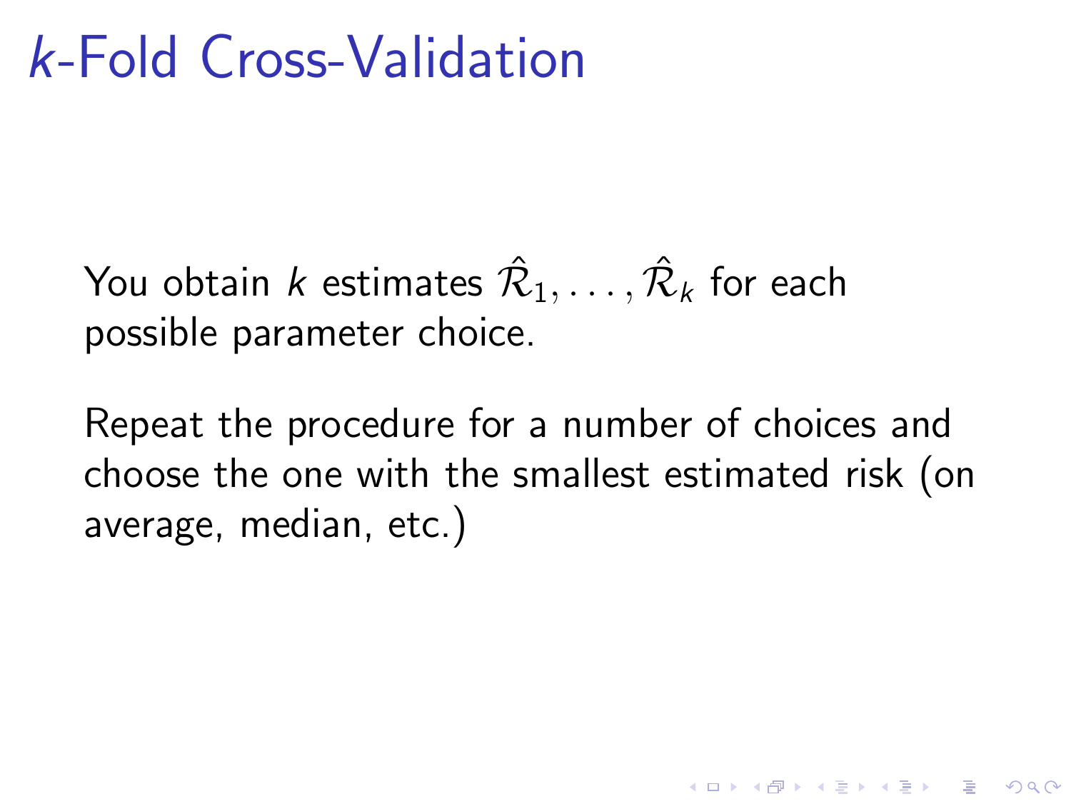# $k$-Fold Cross-Validation

You obtain $k$ estimates $\hat{\mathcal{R}}_1, \ldots, \hat{\mathcal{R}}_k$ for each possible parameter choice.

Repeat the procedure for a number of choices and choose the one with the smallest estimated risk (on average, median, etc.)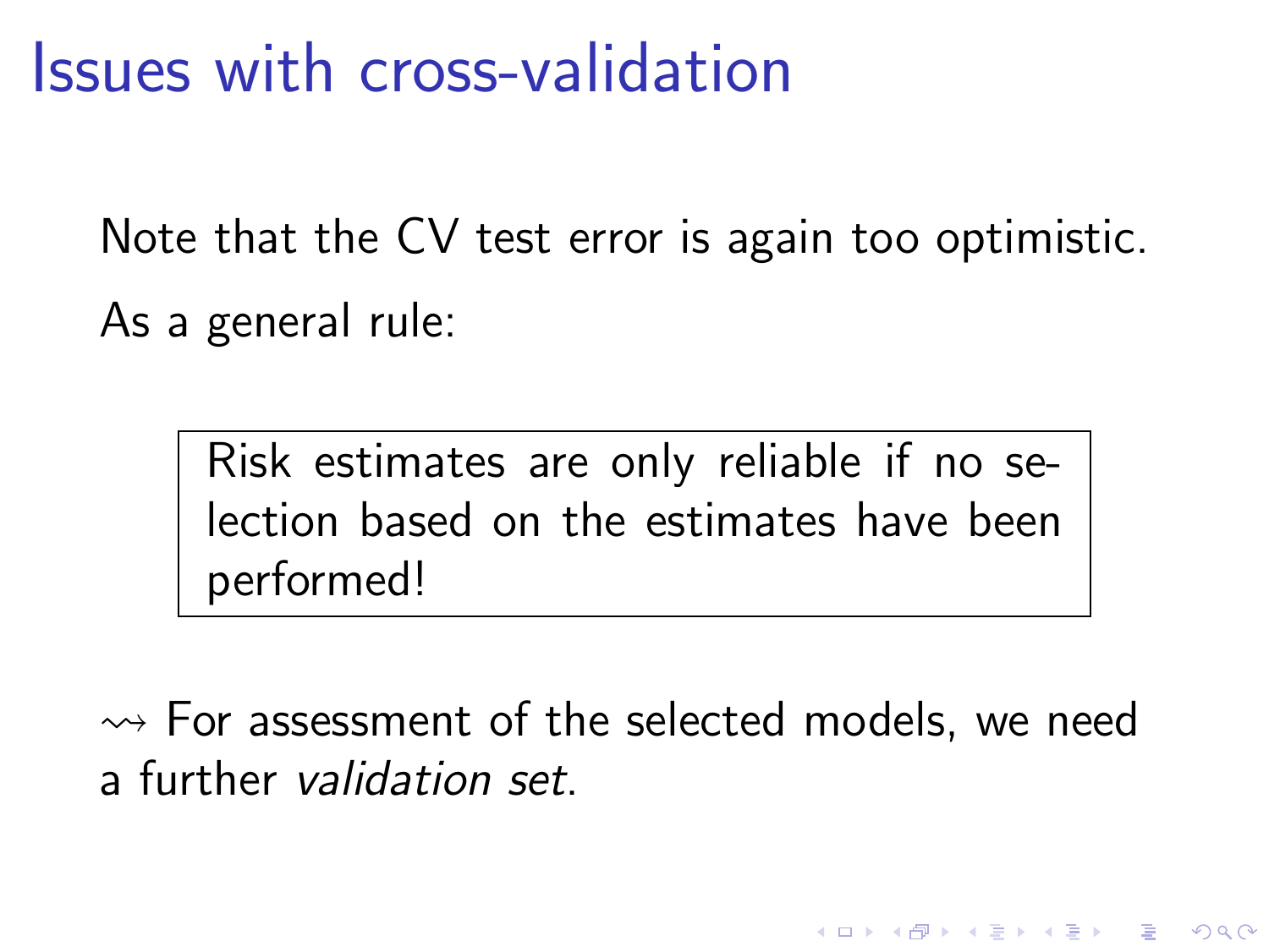# Issues with cross-validation

Note that the CV test error is again too optimistic.

As a general rule:

> Risk estimates are only reliable if no selection based on the estimates have been performed!

$\rightsquigarrow$ For assessment of the selected models, we need a further *validation set*.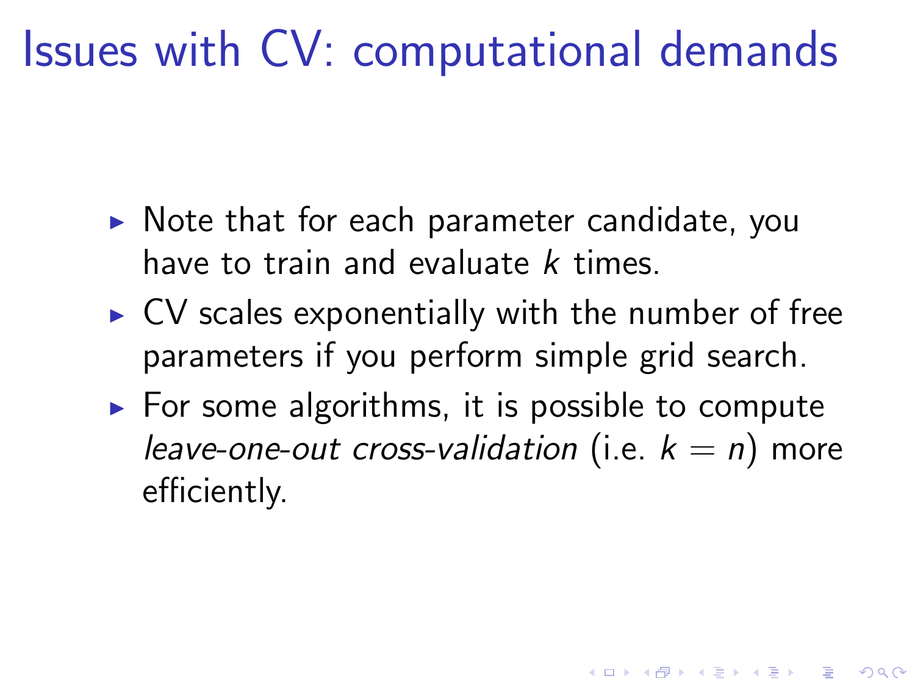# Issues with CV: computational demands

- Note that for each parameter candidate, you have to train and evaluate $k$ times.
- CV scales exponentially with the number of free parameters if you perform simple grid search.
- For some algorithms, it is possible to compute *leave-one-out cross-validation* (i.e. $k = n$) more efficiently.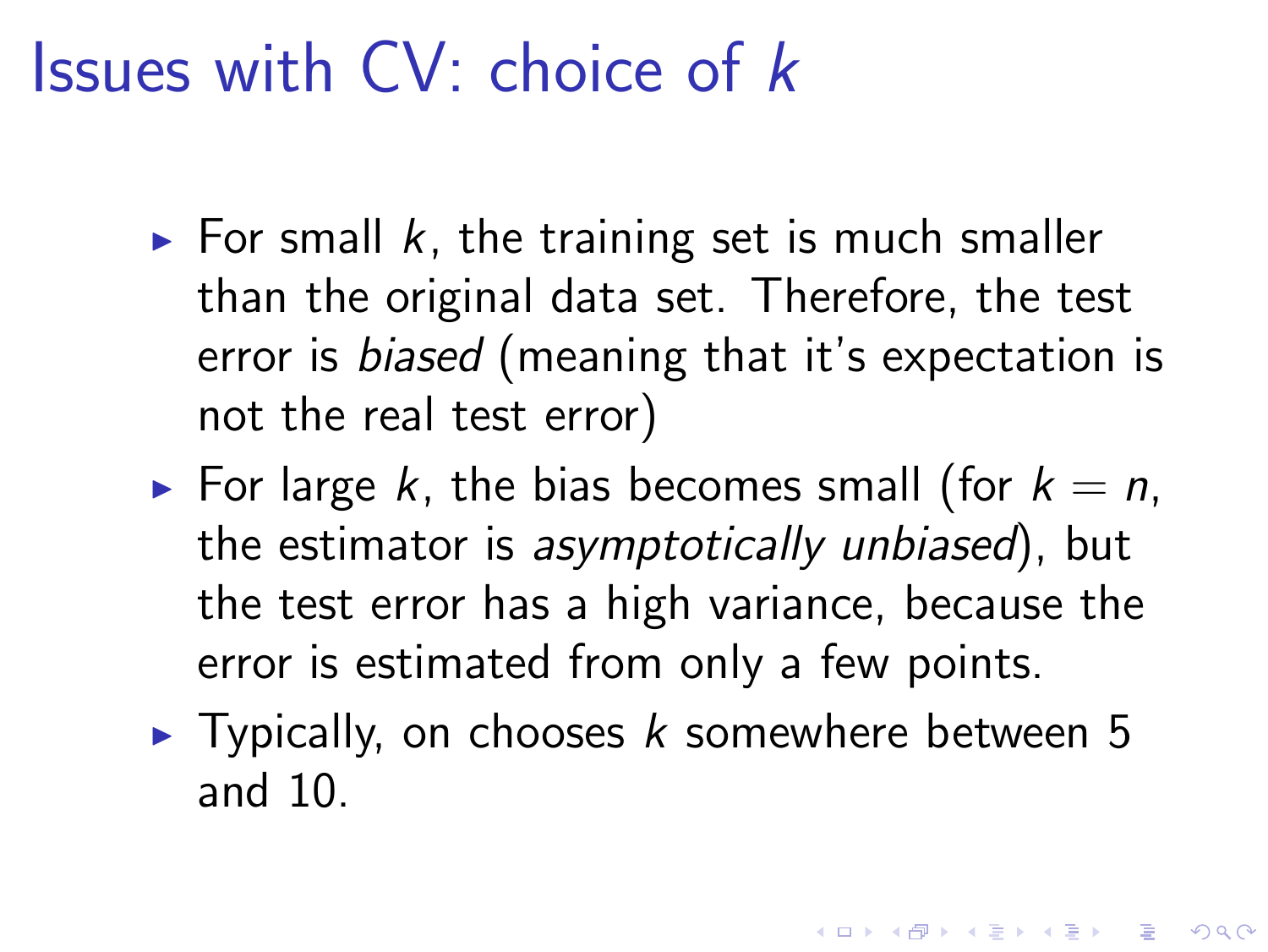# Issues with CV: choice of $k$

- For small $k$, the training set is much smaller than the original data set. Therefore, the test error is *biased* (meaning that it's expectation is not the real test error)
- For large $k$, the bias becomes small (for $k = n$, the estimator is *asymptotically unbiased*), but the test error has a high variance, because the error is estimated from only a few points.
- Typically, on chooses $k$ somewhere between 5 and 10.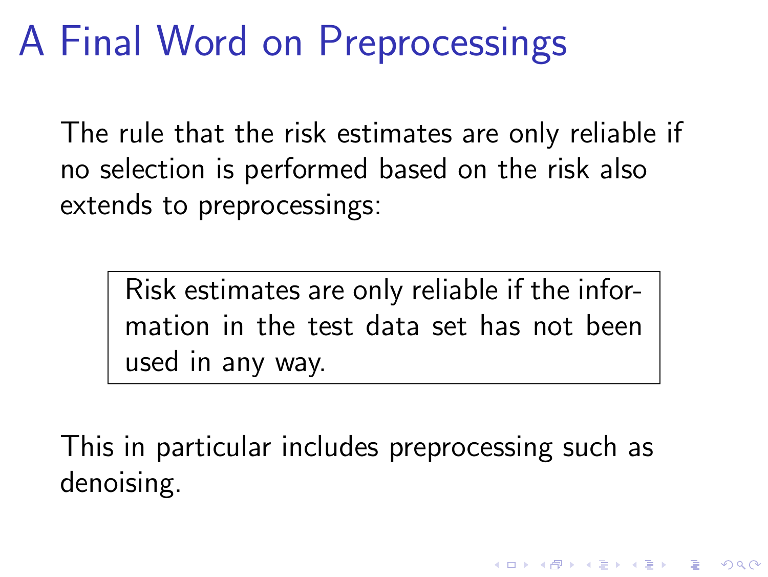# A Final Word on Preprocessings

The rule that the risk estimates are only reliable if no selection is performed based on the risk also extends to preprocessings:

> Risk estimates are only reliable if the information in the test data set has not been used in any way.

This in particular includes preprocessing such as denoising.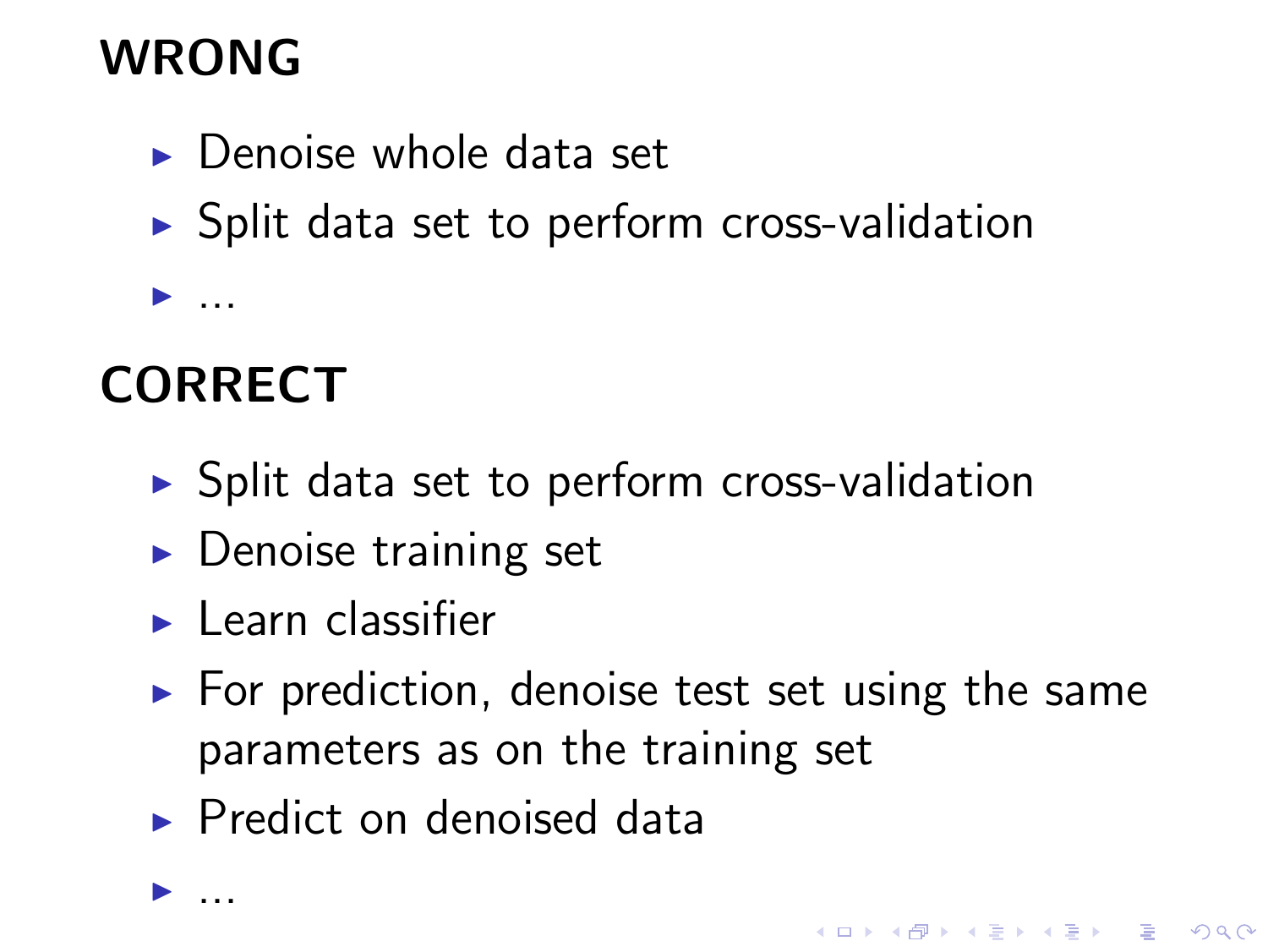## WRONG

- Denoise whole data set
- Split data set to perform cross-validation
- ...

## CORRECT

- Split data set to perform cross-validation
- Denoise training set
- Learn classifier
- For prediction, denoise test set using the same parameters as on the training set
- Predict on denoised data
- ...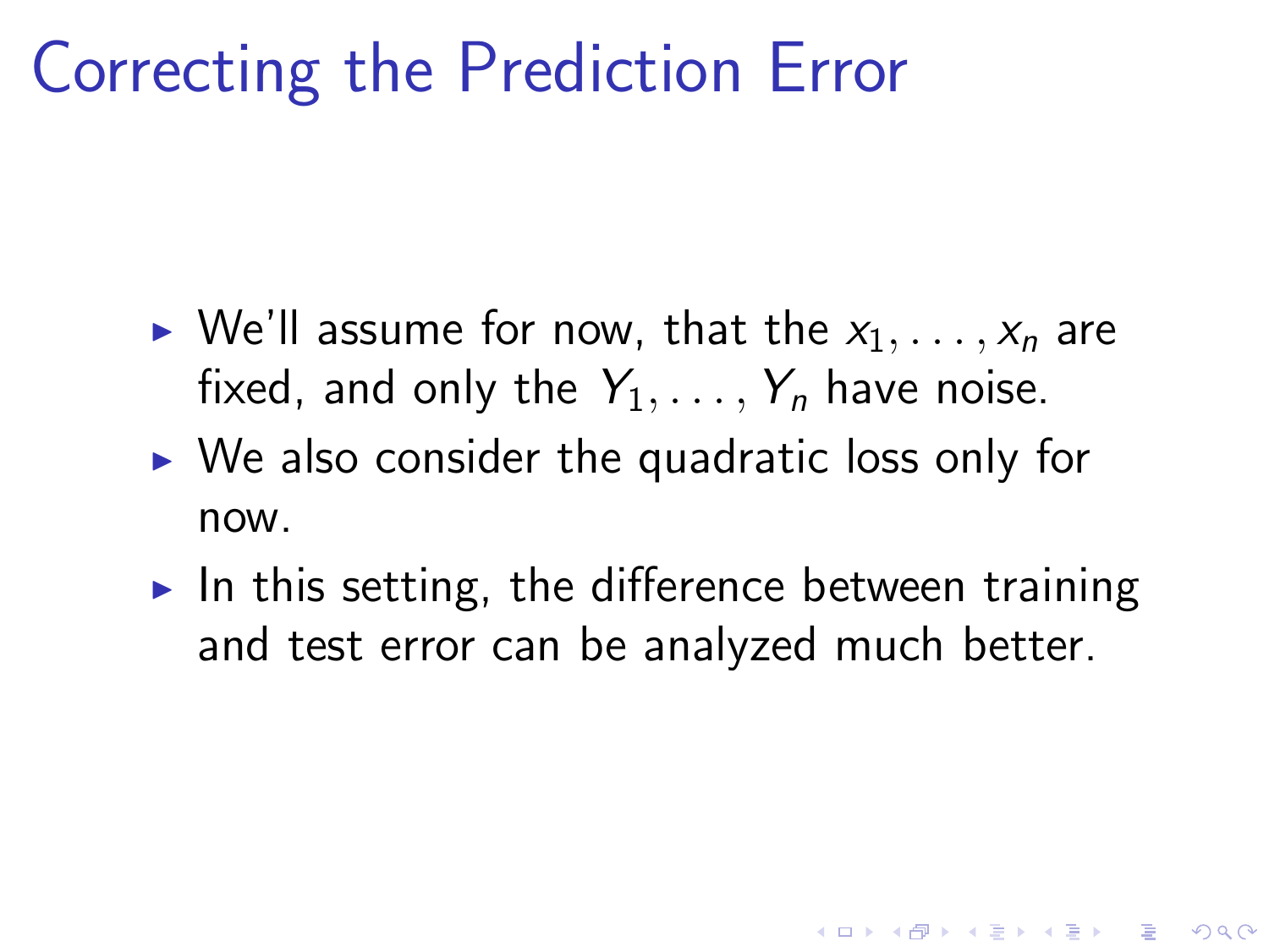# Correcting the Prediction Error

- We'll assume for now, that the $x_1, \ldots, x_n$ are fixed, and only the $Y_1, \ldots, Y_n$ have noise.
- We also consider the quadratic loss only for now.
- In this setting, the difference between training and test error can be analyzed much better.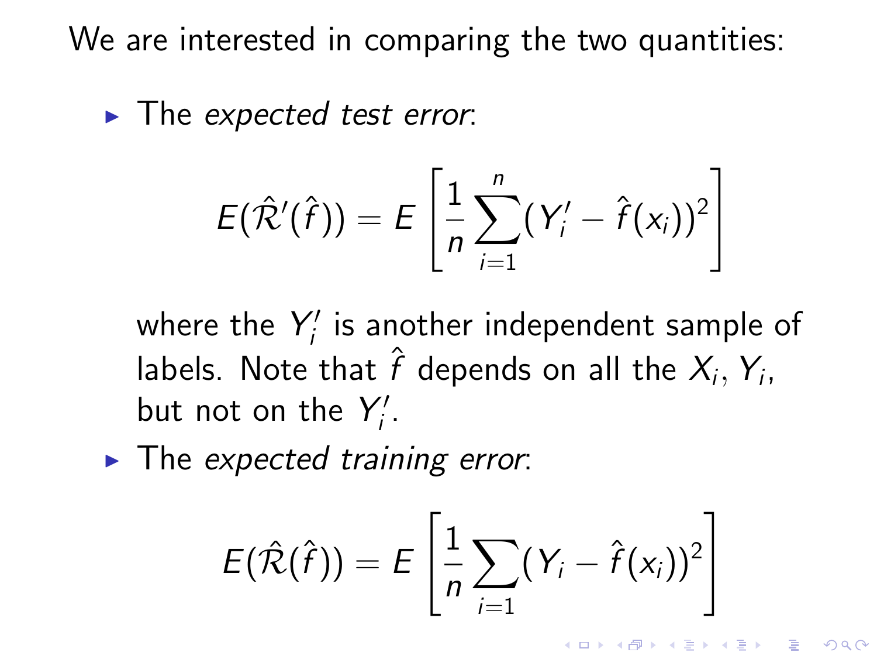We are interested in comparing the two quantities:

- The *expected test error*:

$$E(\hat{\mathcal{R}}'(\hat{f})) = E\left[\frac{1}{n}\sum_{i=1}^{n}(Y_i' - \hat{f}(x_i))^2\right]$$

  where the $Y_i'$ is another independent sample of labels. Note that $\hat{f}$ depends on all the $X_i, Y_i$, but not on the $Y_i'$.

- The *expected training error*:

$$E(\hat{\mathcal{R}}(\hat{f})) = E\left[\frac{1}{n}\sum_{i=1}(Y_i - \hat{f}(x_i))^2\right]$$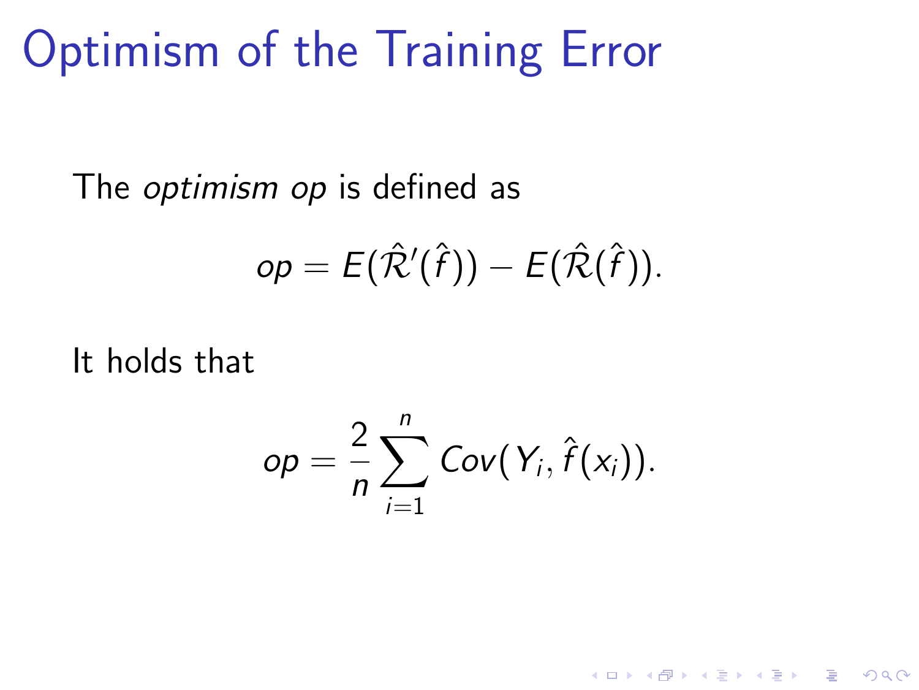# Optimism of the Training Error

The *optimism op* is defined as

$$op = E(\hat{\mathcal{R}}'(\hat{f})) - E(\hat{\mathcal{R}}(\hat{f})).$$

It holds that

$$op = \frac{2}{n} \sum_{i=1}^{n} Cov(Y_i, \hat{f}(x_i)).$$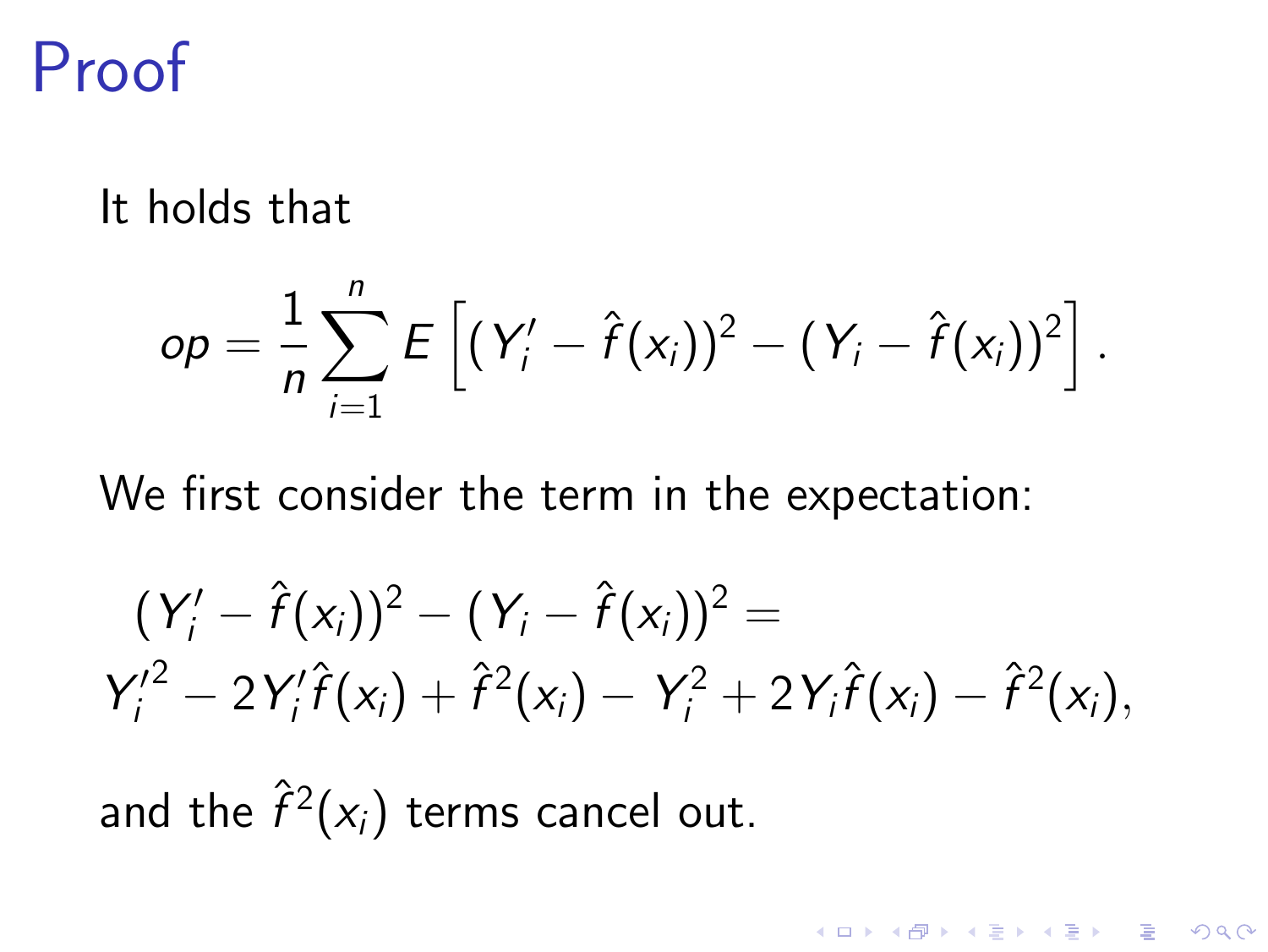# Proof

It holds that

$$op = \frac{1}{n} \sum_{i=1}^{n} E\left[ (Y_i' - \hat{f}(x_i))^2 - (Y_i - \hat{f}(x_i))^2 \right].$$

We first consider the term in the expectation:

$$(Y_i' - \hat{f}(x_i))^2 - (Y_i - \hat{f}(x_i))^2 =$$
$$Y_i'^2 - 2Y_i'\hat{f}(x_i) + \hat{f}^2(x_i) - Y_i^2 + 2Y_i\hat{f}(x_i) - \hat{f}^2(x_i),$$

and the $\hat{f}^2(x_i)$ terms cancel out.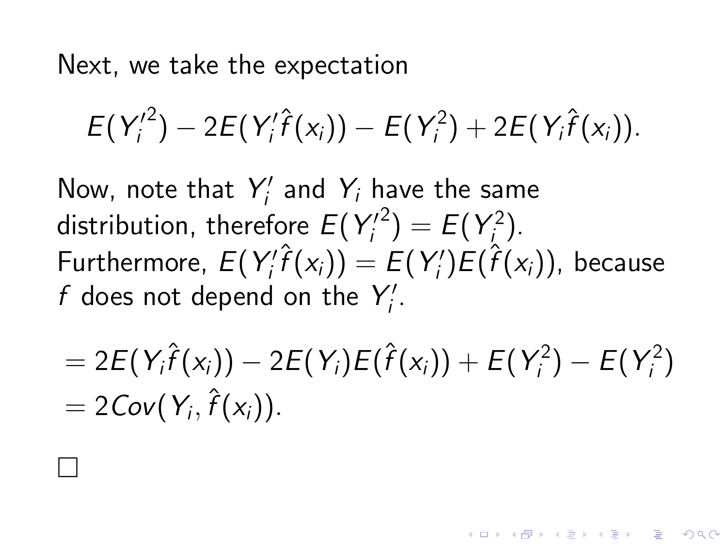Next, we take the expectation

$$E(Y_i'^2) - 2E(Y_i'\hat{f}(x_i)) - E(Y_i^2) + 2E(Y_i\hat{f}(x_i)).$$

Now, note that $Y_i'$ and $Y_i$ have the same distribution, therefore $E(Y_i'^2) = E(Y_i^2)$. Furthermore, $E(Y_i'\hat{f}(x_i)) = E(Y_i')E(\hat{f}(x_i))$, because $f$ does not depend on the $Y_i'$.

$$= 2E(Y_i\hat{f}(x_i)) - 2E(Y_i)E(\hat{f}(x_i)) + E(Y_i^2) - E(Y_i^2)$$
$$= 2Cov(Y_i, \hat{f}(x_i)).$$

□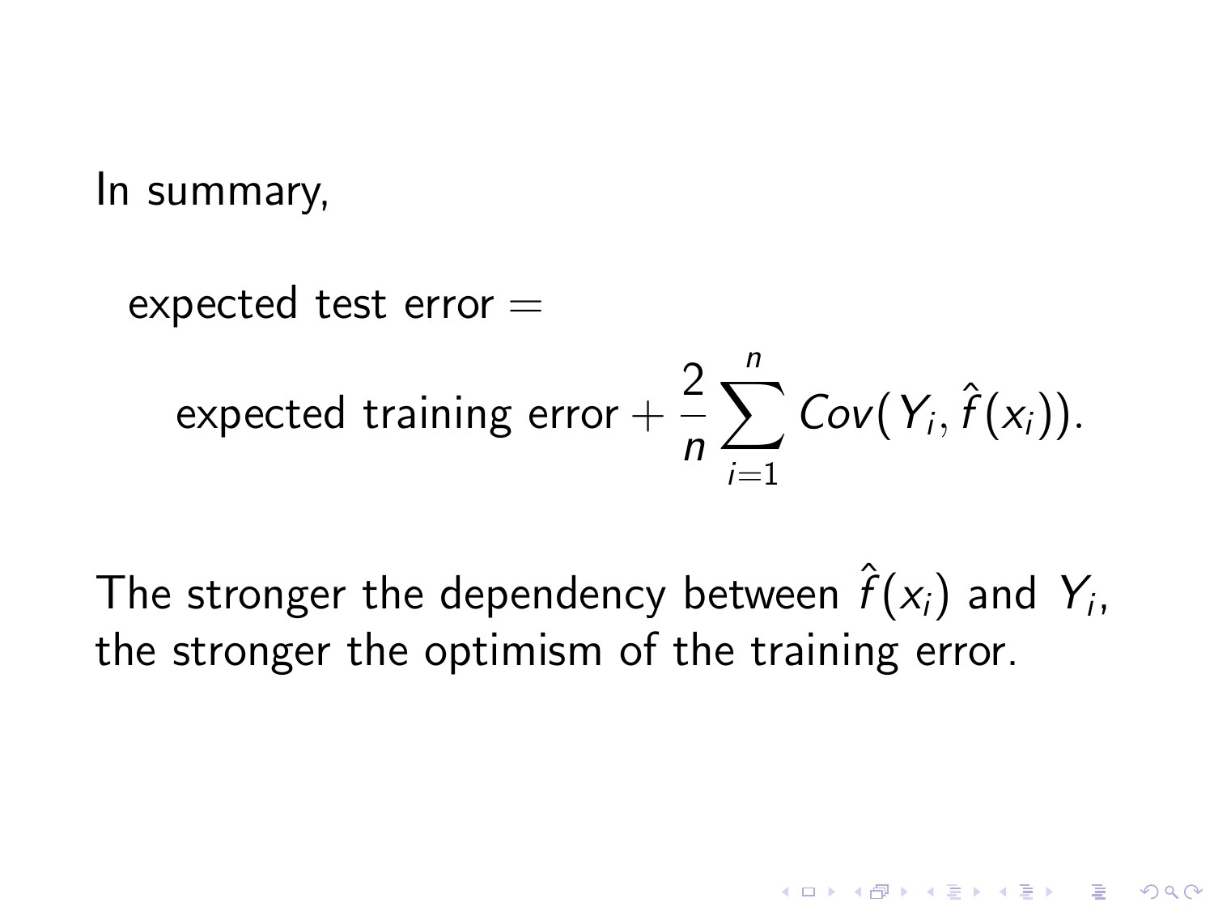In summary,

$$\text{expected test error} = \text{expected training error} + \frac{2}{n}\sum_{i=1}^{n} Cov(Y_i, \hat{f}(x_i)).$$

The stronger the dependency between $\hat{f}(x_i)$ and $Y_i$, the stronger the optimism of the training error.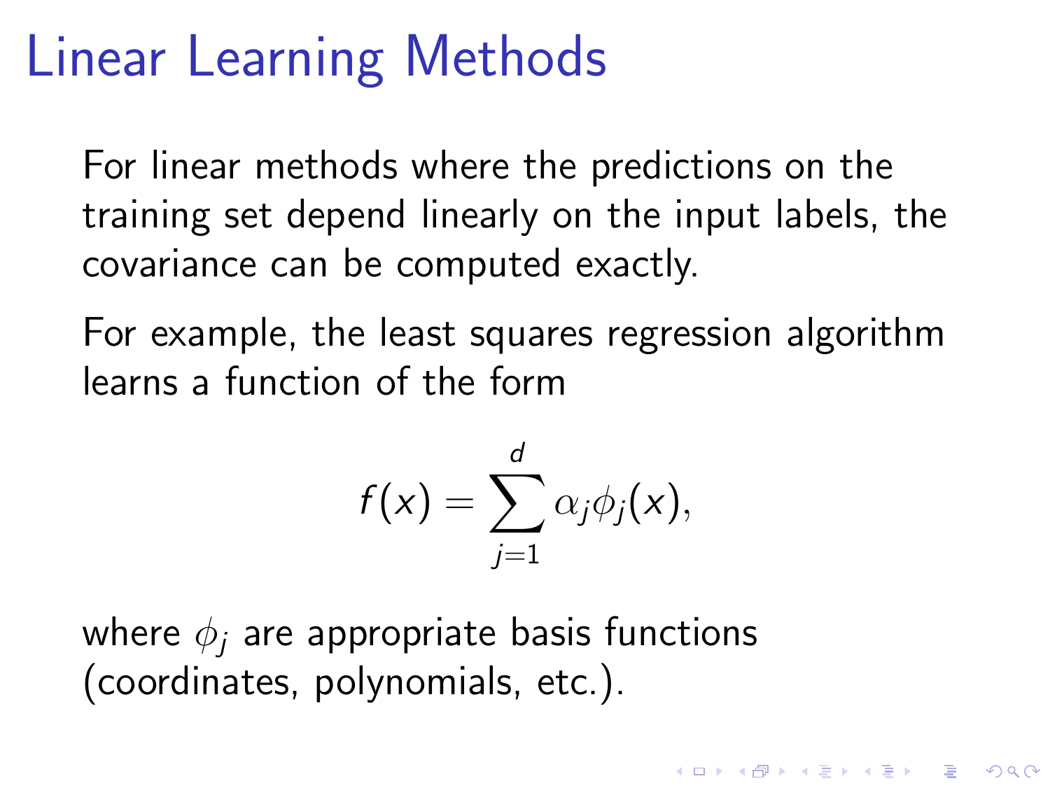# Linear Learning Methods

For linear methods where the predictions on the training set depend linearly on the input labels, the covariance can be computed exactly.

For example, the least squares regression algorithm learns a function of the form

$$f(x) = \sum_{j=1}^{d} \alpha_j \phi_j(x),$$

where $\phi_j$ are appropriate basis functions (coordinates, polynomials, etc.).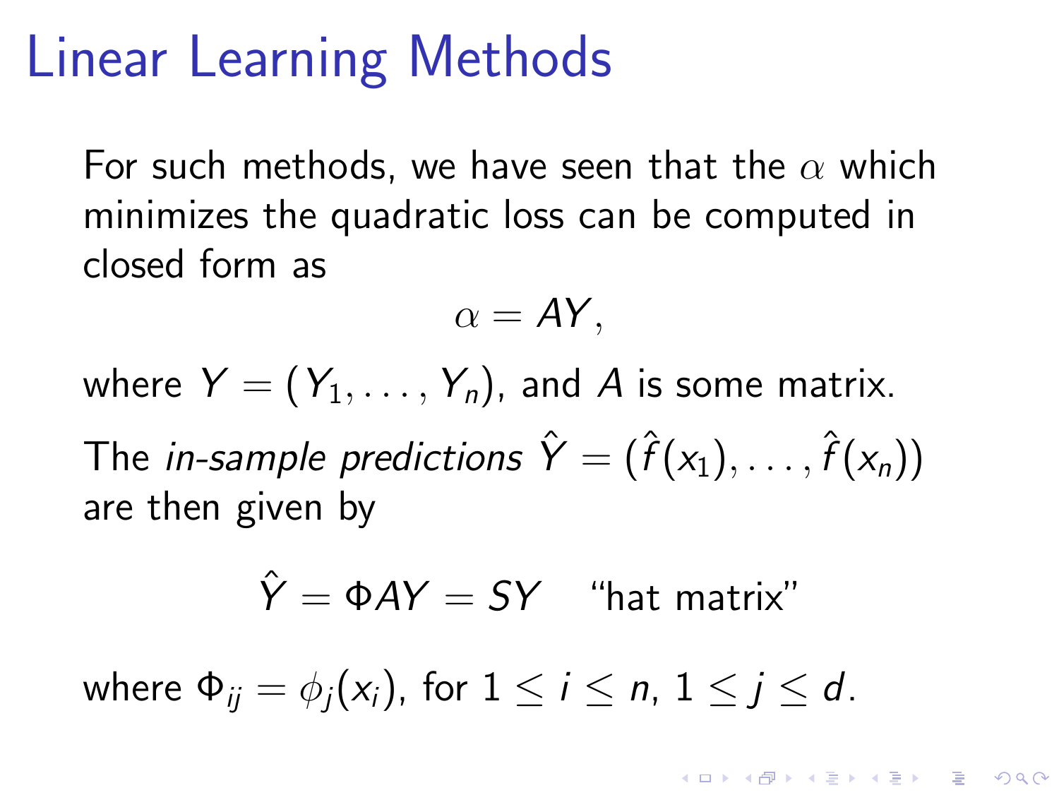# Linear Learning Methods

For such methods, we have seen that the $\alpha$ which minimizes the quadratic loss can be computed in closed form as

$$\alpha = AY,$$

where $Y = (Y_1, \ldots, Y_n)$, and $A$ is some matrix.

The *in-sample predictions* $\hat{Y} = (\hat{f}(x_1), \ldots, \hat{f}(x_n))$ are then given by

$$\hat{Y} = \Phi A Y = SY \quad \text{“hat matrix”}$$

where $\Phi_{ij} = \phi_j(x_i)$, for $1 \leq i \leq n$, $1 \leq j \leq d$.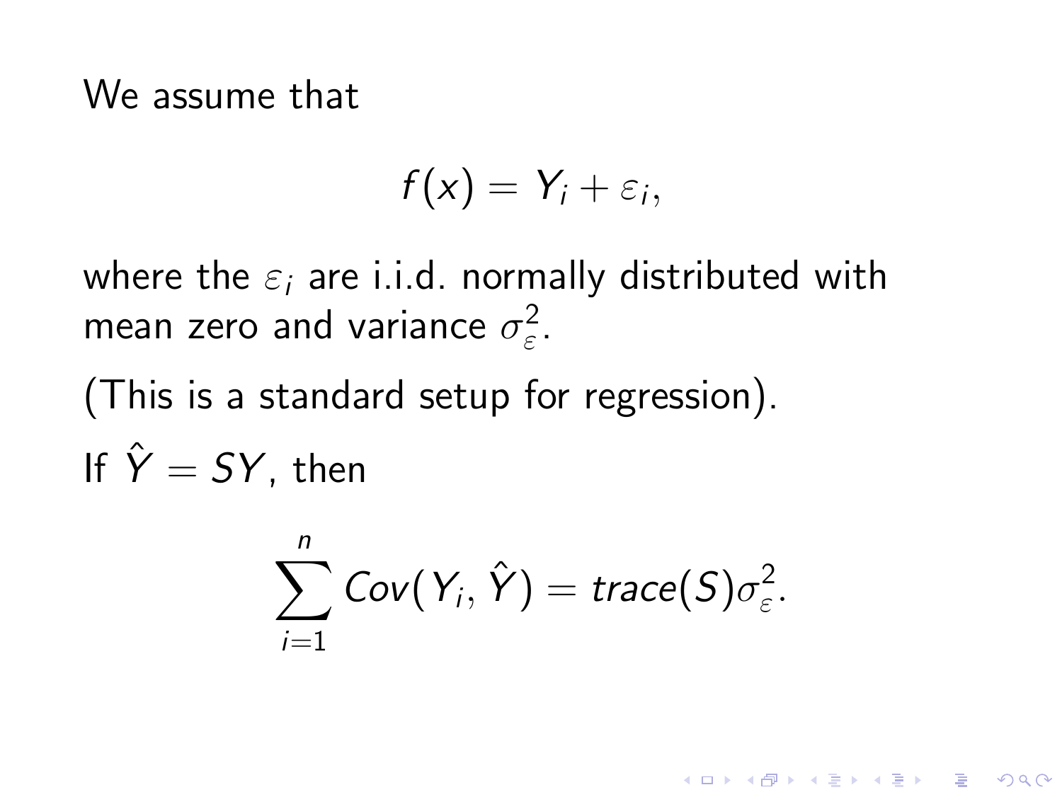We assume that

$$f(x) = Y_i + \varepsilon_i,$$

where the $\varepsilon_i$ are i.i.d. normally distributed with mean zero and variance $\sigma_\varepsilon^2$.

(This is a standard setup for regression).

If $\hat{Y} = SY$, then

$$\sum_{i=1}^{n} Cov(Y_i, \hat{Y}) = trace(S)\sigma_\varepsilon^2.$$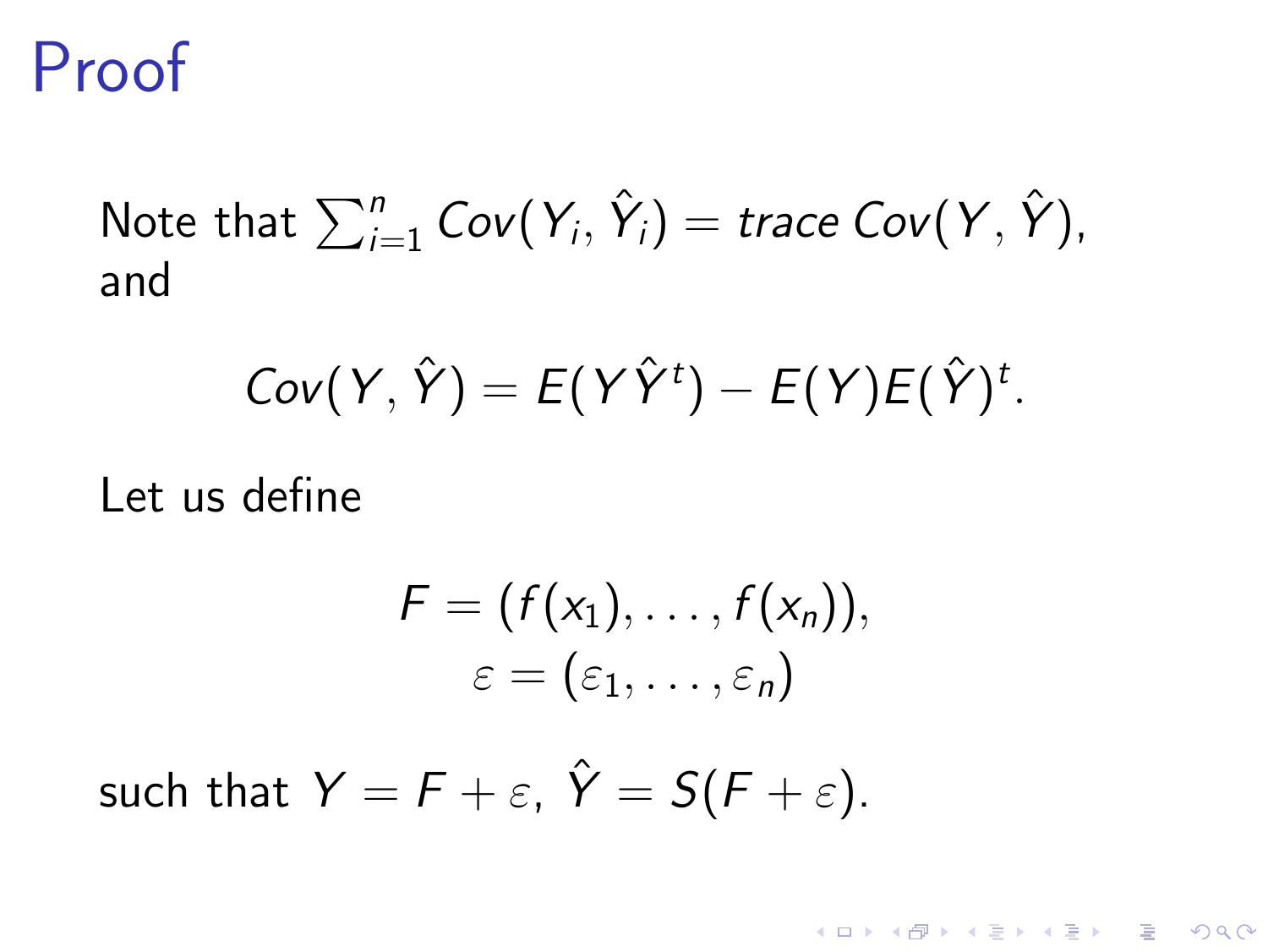# Proof

Note that $\sum_{i=1}^{n} Cov(Y_i, \hat{Y}_i) = trace\ Cov(Y, \hat{Y})$, and

$$Cov(Y, \hat{Y}) = E(Y\hat{Y}^t) - E(Y)E(\hat{Y})^t.$$

Let us define

$$F = (f(x_1), \ldots, f(x_n)),$$
$$\varepsilon = (\varepsilon_1, \ldots, \varepsilon_n)$$

such that $Y = F + \varepsilon$, $\hat{Y} = S(F + \varepsilon)$.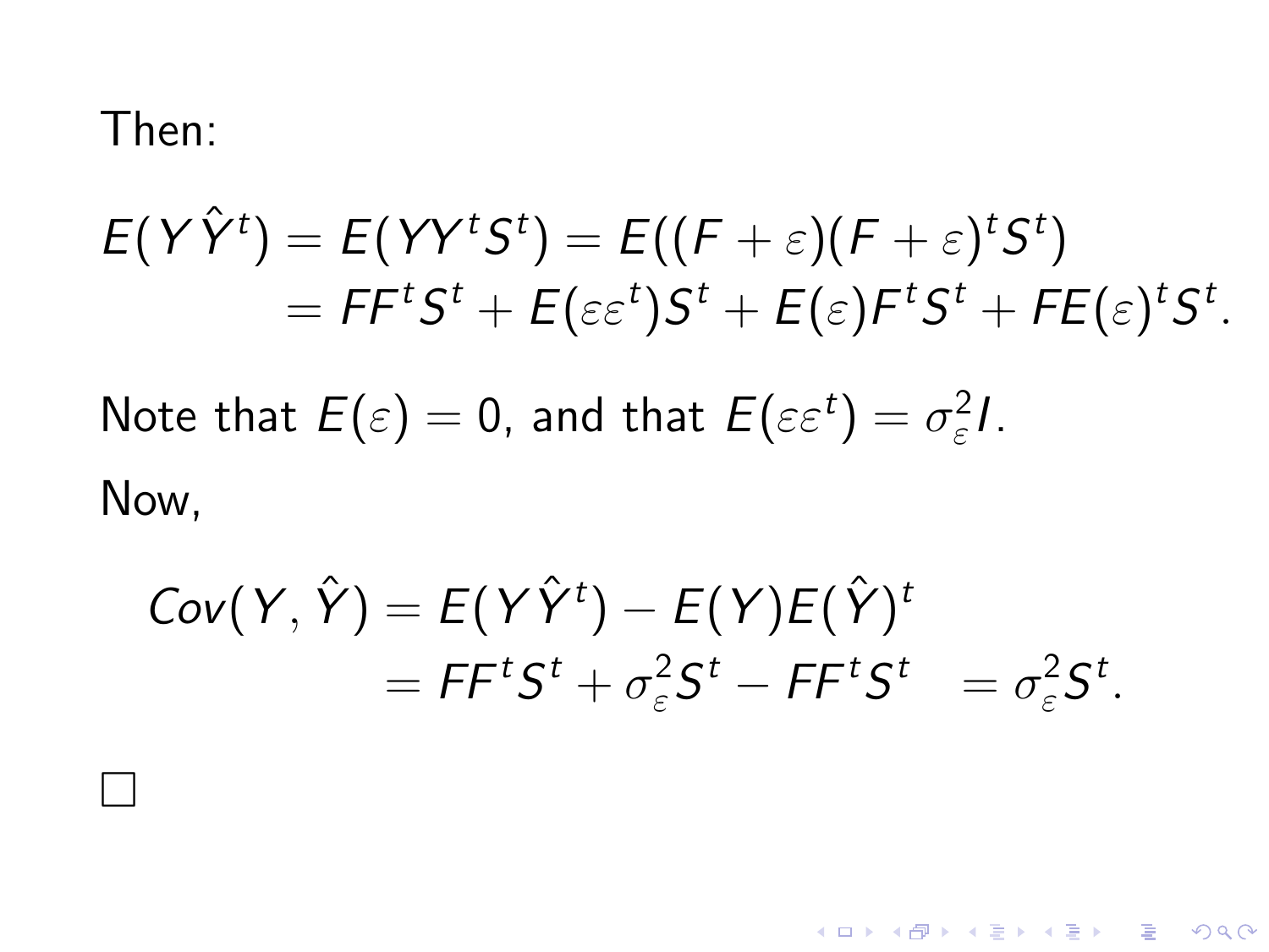Then:

$$
\begin{aligned}
E(Y\hat{Y}^t) &= E(YY^tS^t) = E((F+\varepsilon)(F+\varepsilon)^tS^t) \\
&= FF^tS^t + E(\varepsilon\varepsilon^t)S^t + E(\varepsilon)F^tS^t + FE(\varepsilon)^tS^t.
\end{aligned}
$$

Note that $E(\varepsilon) = 0$, and that $E(\varepsilon\varepsilon^t) = \sigma_\varepsilon^2 I$.

Now,

$$
\begin{aligned}
Cov(Y, \hat{Y}) &= E(Y\hat{Y}^t) - E(Y)E(\hat{Y})^t \\
&= FF^tS^t + \sigma_\varepsilon^2 S^t - FF^tS^t \quad = \sigma_\varepsilon^2 S^t.
\end{aligned}
$$

□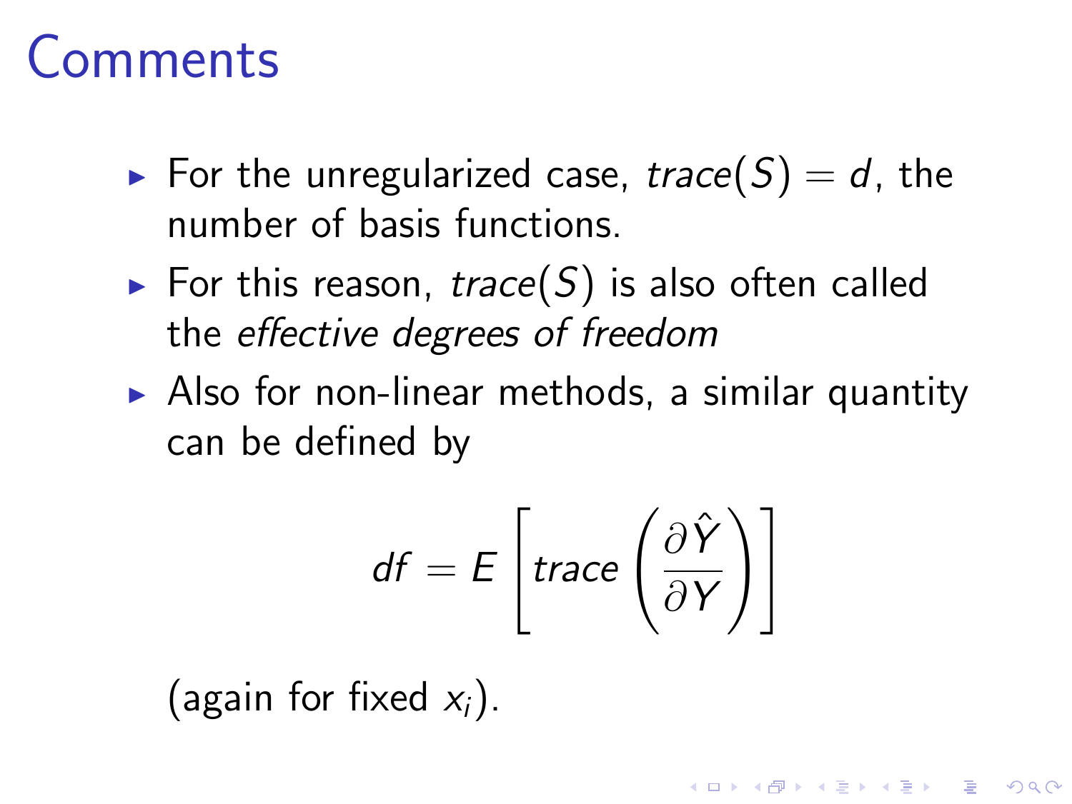# Comments

- For the unregularized case, $trace(S) = d$, the number of basis functions.
- For this reason, $trace(S)$ is also often called the *effective degrees of freedom*
- Also for non-linear methods, a similar quantity can be defined by

$$df = E\left[trace\left(\frac{\partial \hat{Y}}{\partial Y}\right)\right]$$

(again for fixed $x_i$).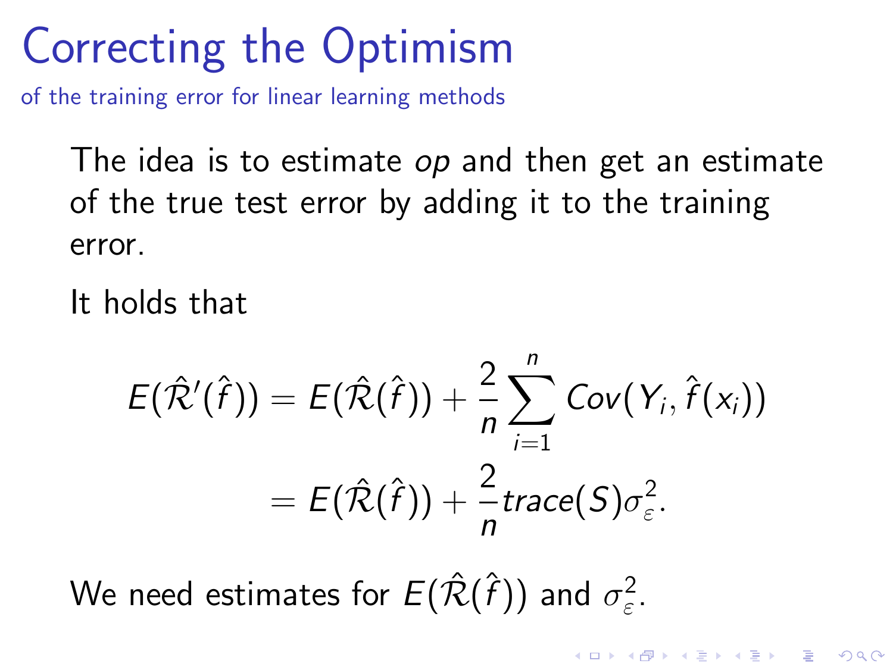# Correcting the Optimism

of the training error for linear learning methods

The idea is to estimate *op* and then get an estimate of the true test error by adding it to the training error.

It holds that

$$
\begin{aligned}
E(\hat{\mathcal{R}}'(\hat{f})) &= E(\hat{\mathcal{R}}(\hat{f})) + \frac{2}{n}\sum_{i=1}^{n} Cov(Y_i, \hat{f}(x_i)) \\
&= E(\hat{\mathcal{R}}(\hat{f})) + \frac{2}{n} trace(S)\sigma_{\varepsilon}^2.
\end{aligned}
$$

We need estimates for $E(\hat{\mathcal{R}}(\hat{f}))$ and $\sigma_{\varepsilon}^2$.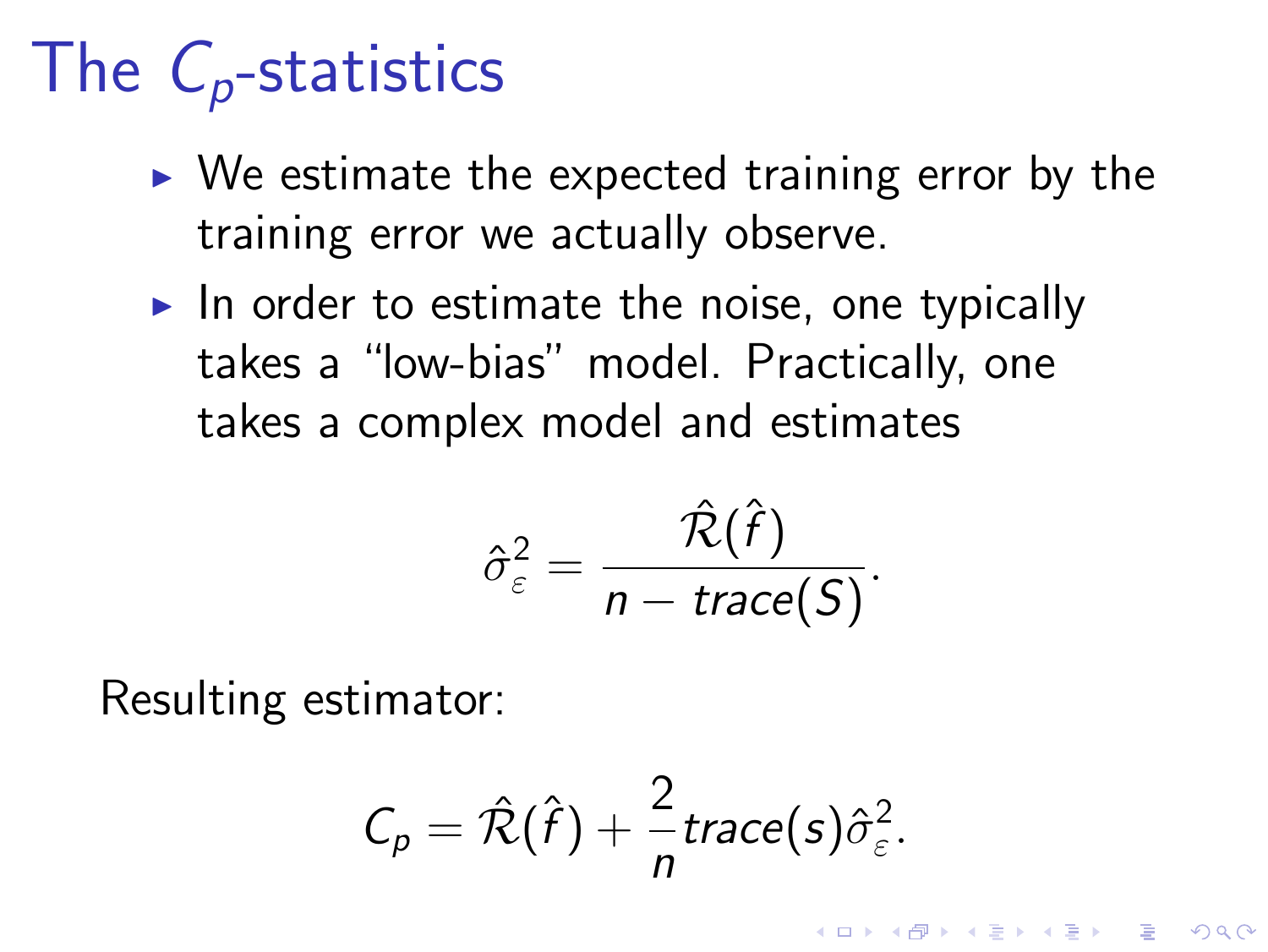# The $C_p$-statistics

- We estimate the expected training error by the training error we actually observe.
- In order to estimate the noise, one typically takes a "low-bias" model. Practically, one takes a complex model and estimates

$$\hat{\sigma}_{\varepsilon}^2 = \frac{\hat{\mathcal{R}}(\hat{f})}{n - trace(S)}.$$

Resulting estimator:

$$C_p = \hat{\mathcal{R}}(\hat{f}) + \frac{2}{n} trace(s) \hat{\sigma}_{\varepsilon}^2.$$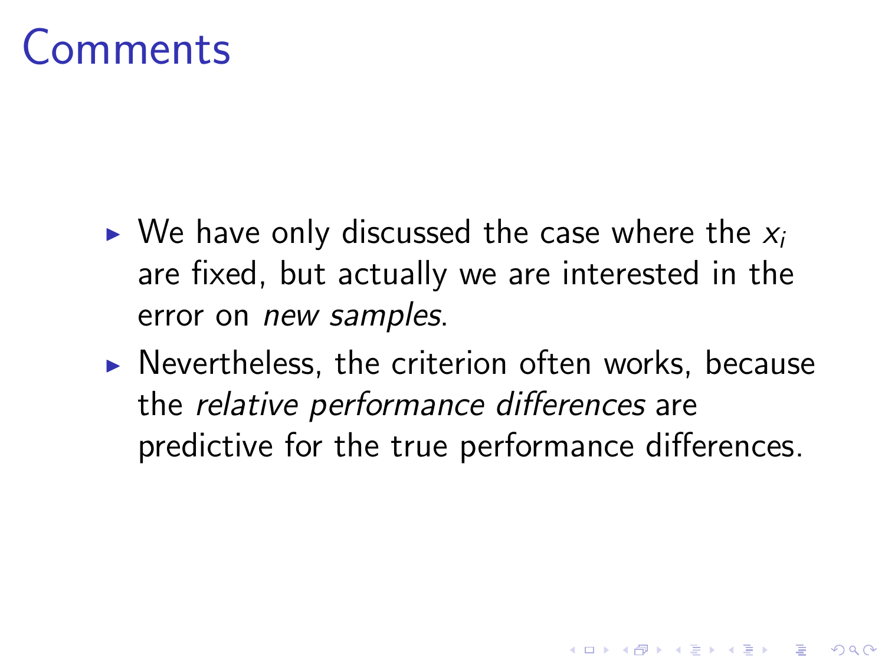# Comments

- We have only discussed the case where the $x_i$ are fixed, but actually we are interested in the error on *new samples*.
- Nevertheless, the criterion often works, because the *relative performance differences* are predictive for the true performance differences.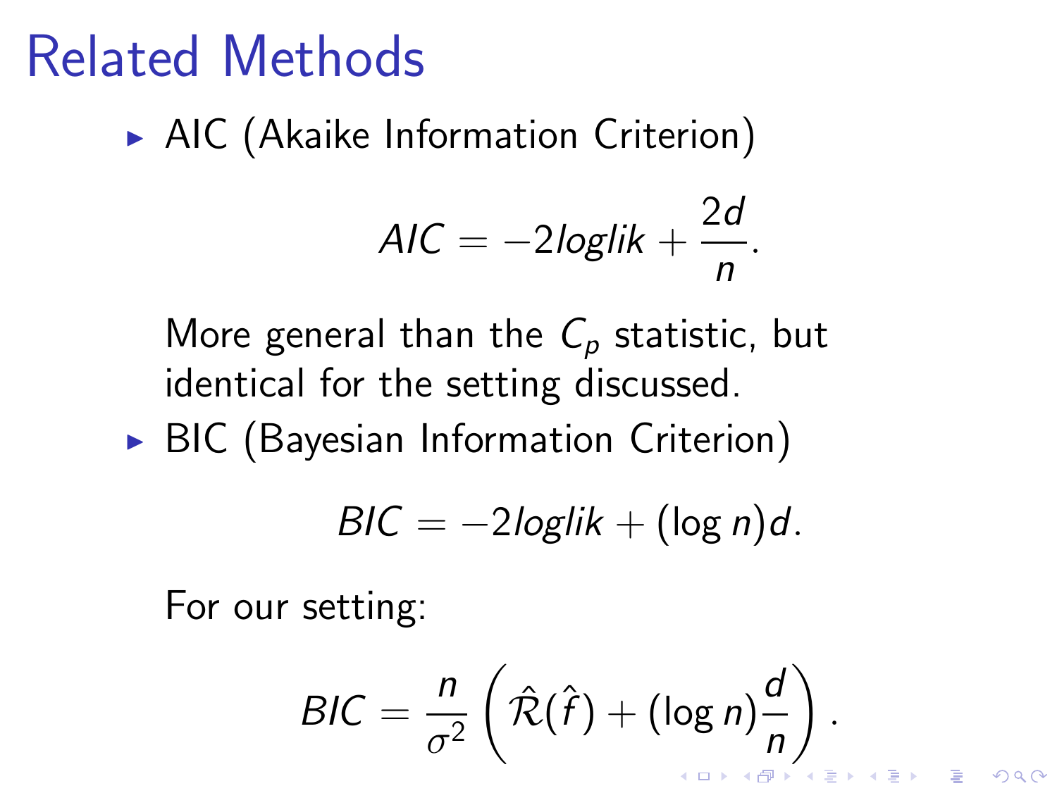# Related Methods

- AIC (Akaike Information Criterion)

$$AIC = -2loglik + \frac{2d}{n}.$$

  More general than the $C_p$ statistic, but identical for the setting discussed.

- BIC (Bayesian Information Criterion)

$$BIC = -2loglik + (\log n)d.$$

  For our setting:

$$BIC = \frac{n}{\sigma^2}\left(\hat{\mathcal{R}}(\hat{f}) + (\log n)\frac{d}{n}\right).$$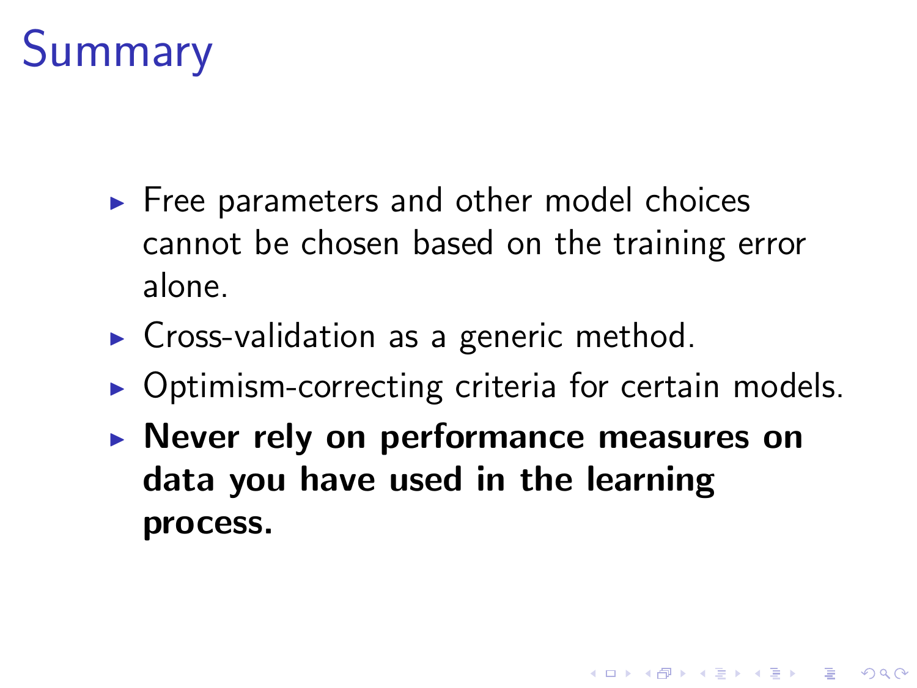# Summary

- Free parameters and other model choices cannot be chosen based on the training error alone.
- Cross-validation as a generic method.
- Optimism-correcting criteria for certain models.
- **Never rely on performance measures on data you have used in the learning process.**